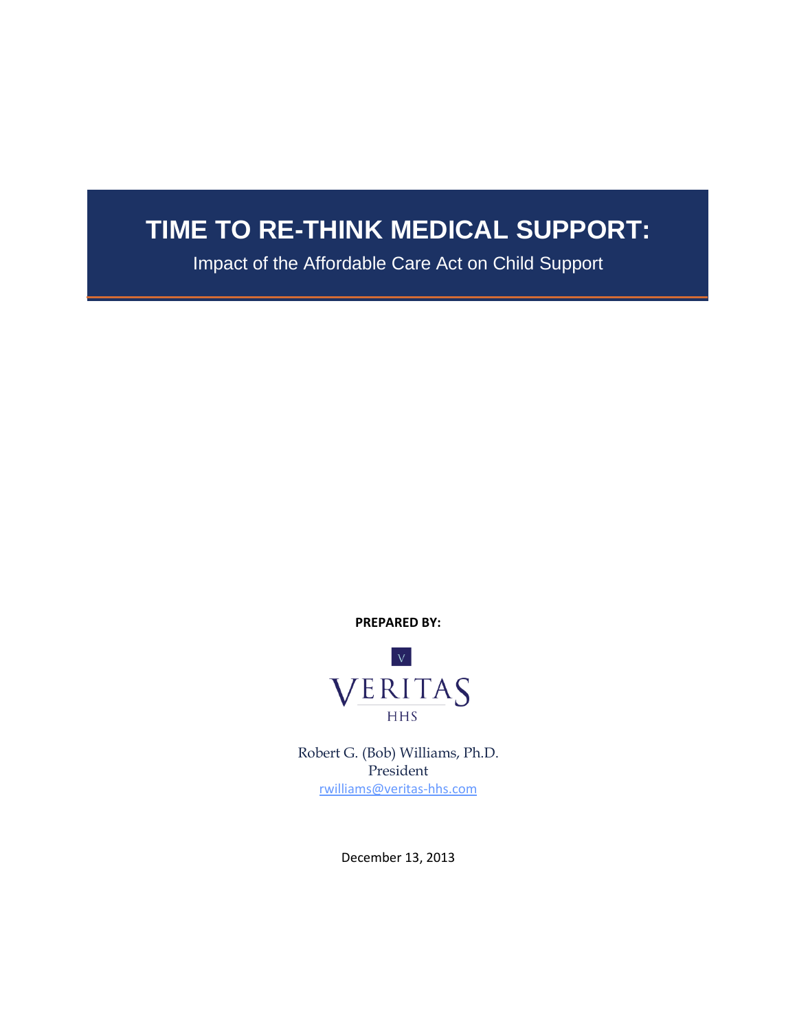# TIME TO RE-THINK MEDICAL SUPPORT:

Impact of the Affordable Care Act on Child Support

**PREPARED BY:**

V

VERITAS

HHS

Robert G. (Bob) Williams, Ph.D.
President
rwilliams@veritas-hhs.com

December 13, 2013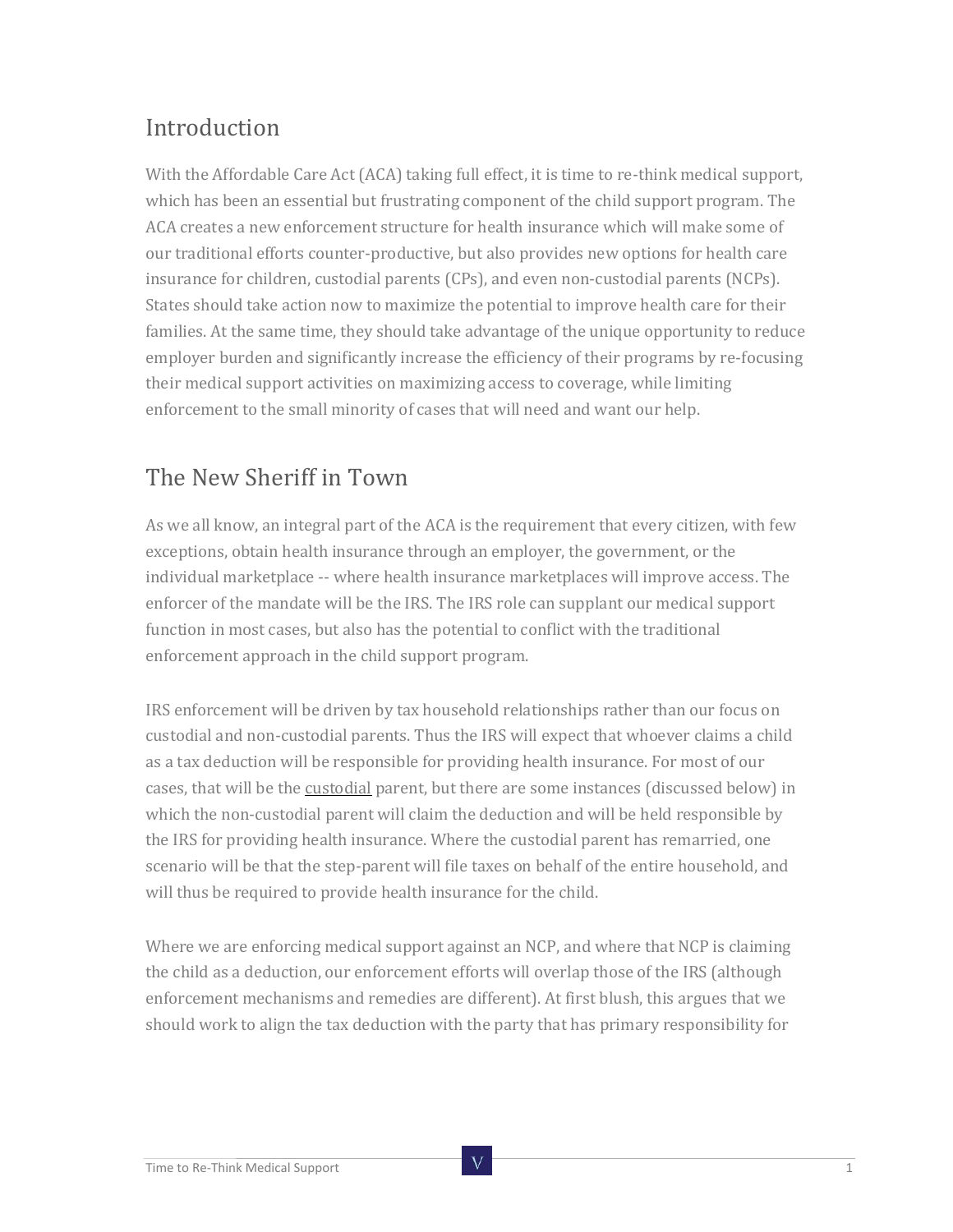## Introduction

With the Affordable Care Act (ACA) taking full effect, it is time to re-think medical support, which has been an essential but frustrating component of the child support program. The ACA creates a new enforcement structure for health insurance which will make some of our traditional efforts counter-productive, but also provides new options for health care insurance for children, custodial parents (CPs), and even non-custodial parents (NCPs). States should take action now to maximize the potential to improve health care for their families. At the same time, they should take advantage of the unique opportunity to reduce employer burden and significantly increase the efficiency of their programs by re-focusing their medical support activities on maximizing access to coverage, while limiting enforcement to the small minority of cases that will need and want our help.

## The New Sheriff in Town

As we all know, an integral part of the ACA is the requirement that every citizen, with few exceptions, obtain health insurance through an employer, the government, or the individual marketplace -- where health insurance marketplaces will improve access. The enforcer of the mandate will be the IRS. The IRS role can supplant our medical support function in most cases, but also has the potential to conflict with the traditional enforcement approach in the child support program.

IRS enforcement will be driven by tax household relationships rather than our focus on custodial and non-custodial parents. Thus the IRS will expect that whoever claims a child as a tax deduction will be responsible for providing health insurance. For most of our cases, that will be the custodial parent, but there are some instances (discussed below) in which the non-custodial parent will claim the deduction and will be held responsible by the IRS for providing health insurance. Where the custodial parent has remarried, one scenario will be that the step-parent will file taxes on behalf of the entire household, and will thus be required to provide health insurance for the child.

Where we are enforcing medical support against an NCP, and where that NCP is claiming the child as a deduction, our enforcement efforts will overlap those of the IRS (although enforcement mechanisms and remedies are different). At first blush, this argues that we should work to align the tax deduction with the party that has primary responsibility for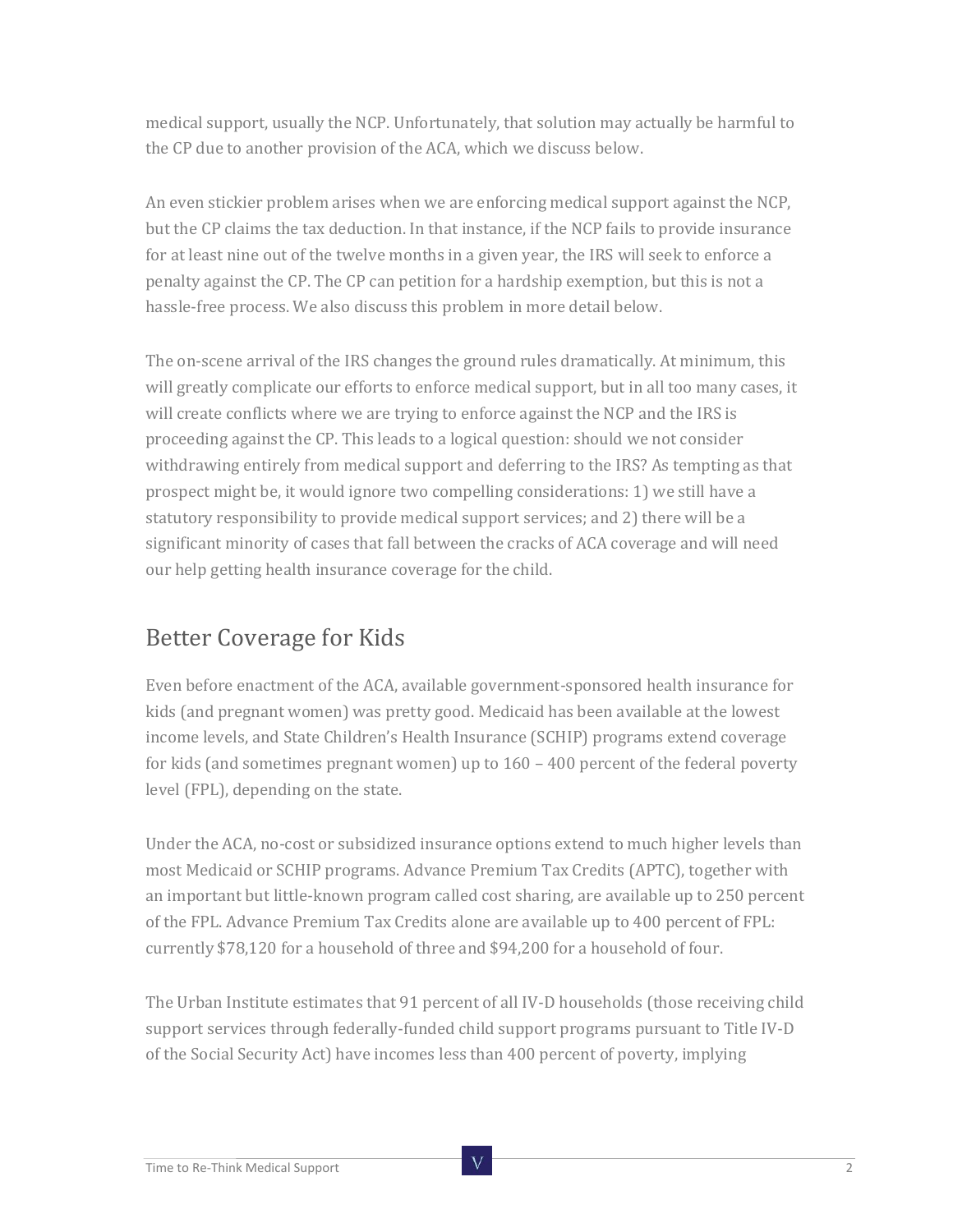medical support, usually the NCP. Unfortunately, that solution may actually be harmful to the CP due to another provision of the ACA, which we discuss below.

An even stickier problem arises when we are enforcing medical support against the NCP, but the CP claims the tax deduction. In that instance, if the NCP fails to provide insurance for at least nine out of the twelve months in a given year, the IRS will seek to enforce a penalty against the CP. The CP can petition for a hardship exemption, but this is not a hassle-free process. We also discuss this problem in more detail below.

The on-scene arrival of the IRS changes the ground rules dramatically. At minimum, this will greatly complicate our efforts to enforce medical support, but in all too many cases, it will create conflicts where we are trying to enforce against the NCP and the IRS is proceeding against the CP. This leads to a logical question: should we not consider withdrawing entirely from medical support and deferring to the IRS? As tempting as that prospect might be, it would ignore two compelling considerations: 1) we still have a statutory responsibility to provide medical support services; and 2) there will be a significant minority of cases that fall between the cracks of ACA coverage and will need our help getting health insurance coverage for the child.

## Better Coverage for Kids

Even before enactment of the ACA, available government-sponsored health insurance for kids (and pregnant women) was pretty good. Medicaid has been available at the lowest income levels, and State Children's Health Insurance (SCHIP) programs extend coverage for kids (and sometimes pregnant women) up to 160 – 400 percent of the federal poverty level (FPL), depending on the state.

Under the ACA, no-cost or subsidized insurance options extend to much higher levels than most Medicaid or SCHIP programs. Advance Premium Tax Credits (APTC), together with an important but little-known program called cost sharing, are available up to 250 percent of the FPL. Advance Premium Tax Credits alone are available up to 400 percent of FPL: currently $78,120 for a household of three and $94,200 for a household of four.

The Urban Institute estimates that 91 percent of all IV-D households (those receiving child support services through federally-funded child support programs pursuant to Title IV-D of the Social Security Act) have incomes less than 400 percent of poverty, implying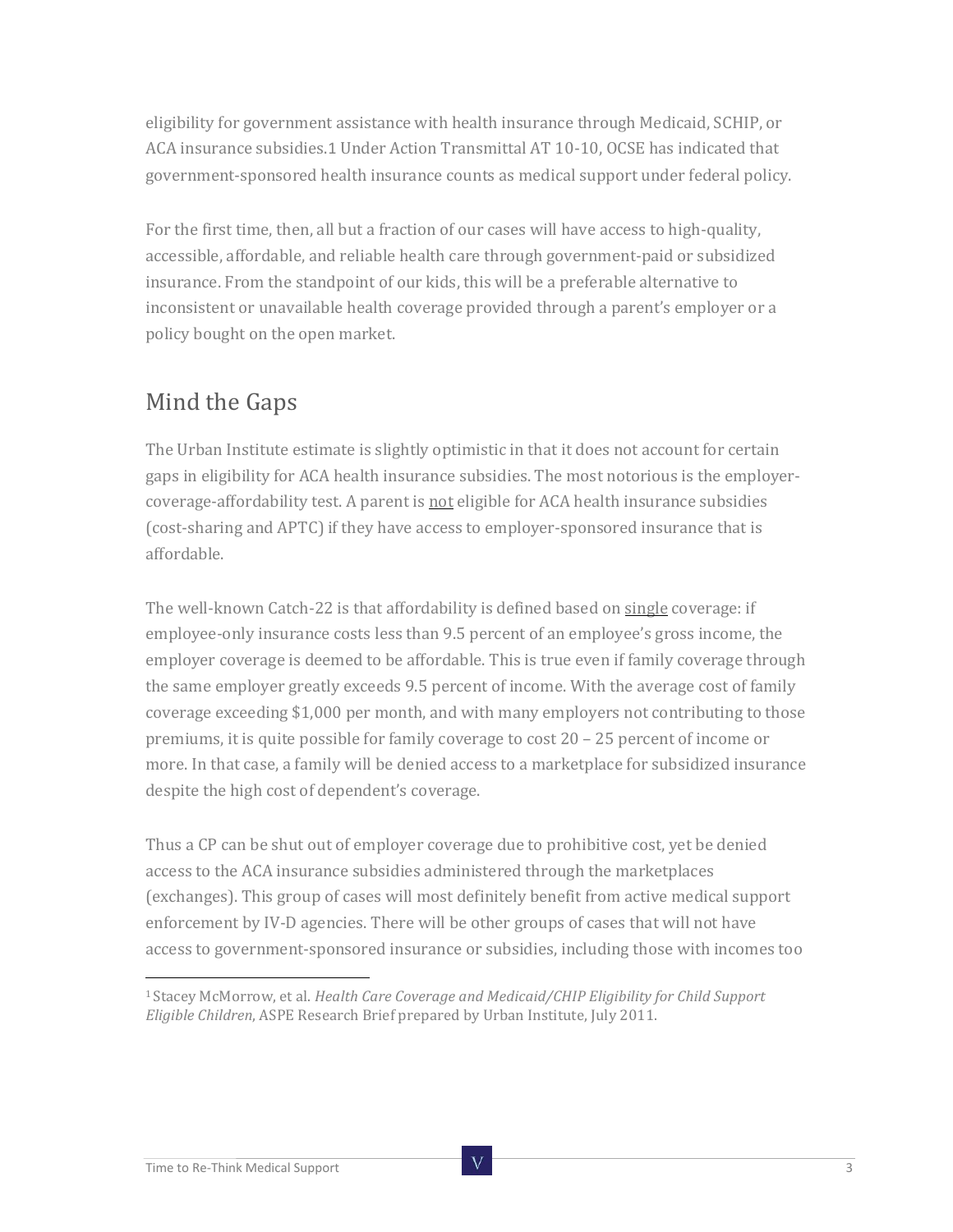eligibility for government assistance with health insurance through Medicaid, SCHIP, or ACA insurance subsidies.1 Under Action Transmittal AT 10-10, OCSE has indicated that government-sponsored health insurance counts as medical support under federal policy.

For the first time, then, all but a fraction of our cases will have access to high-quality, accessible, affordable, and reliable health care through government-paid or subsidized insurance. From the standpoint of our kids, this will be a preferable alternative to inconsistent or unavailable health coverage provided through a parent's employer or a policy bought on the open market.

## Mind the Gaps

The Urban Institute estimate is slightly optimistic in that it does not account for certain gaps in eligibility for ACA health insurance subsidies. The most notorious is the employer-coverage-affordability test. A parent is <u>not</u> eligible for ACA health insurance subsidies (cost-sharing and APTC) if they have access to employer-sponsored insurance that is affordable.

The well-known Catch-22 is that affordability is defined based on <u>single</u> coverage: if employee-only insurance costs less than 9.5 percent of an employee's gross income, the employer coverage is deemed to be affordable. This is true even if family coverage through the same employer greatly exceeds 9.5 percent of income. With the average cost of family coverage exceeding $1,000 per month, and with many employers not contributing to those premiums, it is quite possible for family coverage to cost 20 – 25 percent of income or more. In that case, a family will be denied access to a marketplace for subsidized insurance despite the high cost of dependent's coverage.

Thus a CP can be shut out of employer coverage due to prohibitive cost, yet be denied access to the ACA insurance subsidies administered through the marketplaces (exchanges). This group of cases will most definitely benefit from active medical support enforcement by IV-D agencies. There will be other groups of cases that will not have access to government-sponsored insurance or subsidies, including those with incomes too

---

[1] Stacey McMorrow, et al. *Health Care Coverage and Medicaid/CHIP Eligibility for Child Support Eligible Children*, ASPE Research Brief prepared by Urban Institute, July 2011.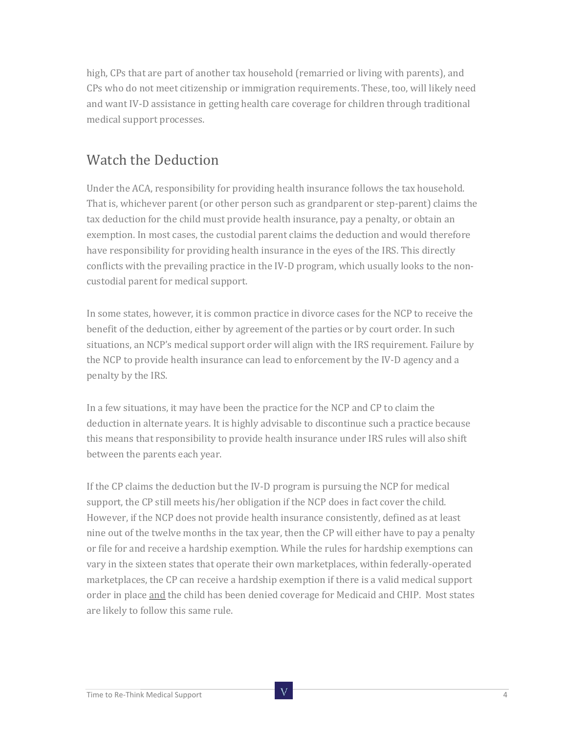high, CPs that are part of another tax household (remarried or living with parents), and CPs who do not meet citizenship or immigration requirements. These, too, will likely need and want IV-D assistance in getting health care coverage for children through traditional medical support processes.

## Watch the Deduction

Under the ACA, responsibility for providing health insurance follows the tax household. That is, whichever parent (or other person such as grandparent or step-parent) claims the tax deduction for the child must provide health insurance, pay a penalty, or obtain an exemption. In most cases, the custodial parent claims the deduction and would therefore have responsibility for providing health insurance in the eyes of the IRS. This directly conflicts with the prevailing practice in the IV-D program, which usually looks to the non-custodial parent for medical support.

In some states, however, it is common practice in divorce cases for the NCP to receive the benefit of the deduction, either by agreement of the parties or by court order. In such situations, an NCP's medical support order will align with the IRS requirement. Failure by the NCP to provide health insurance can lead to enforcement by the IV-D agency and a penalty by the IRS.

In a few situations, it may have been the practice for the NCP and CP to claim the deduction in alternate years. It is highly advisable to discontinue such a practice because this means that responsibility to provide health insurance under IRS rules will also shift between the parents each year.

If the CP claims the deduction but the IV-D program is pursuing the NCP for medical support, the CP still meets his/her obligation if the NCP does in fact cover the child. However, if the NCP does not provide health insurance consistently, defined as at least nine out of the twelve months in the tax year, then the CP will either have to pay a penalty or file for and receive a hardship exemption. While the rules for hardship exemptions can vary in the sixteen states that operate their own marketplaces, within federally-operated marketplaces, the CP can receive a hardship exemption if there is a valid medical support order in place <u>and</u> the child has been denied coverage for Medicaid and CHIP. Most states are likely to follow this same rule.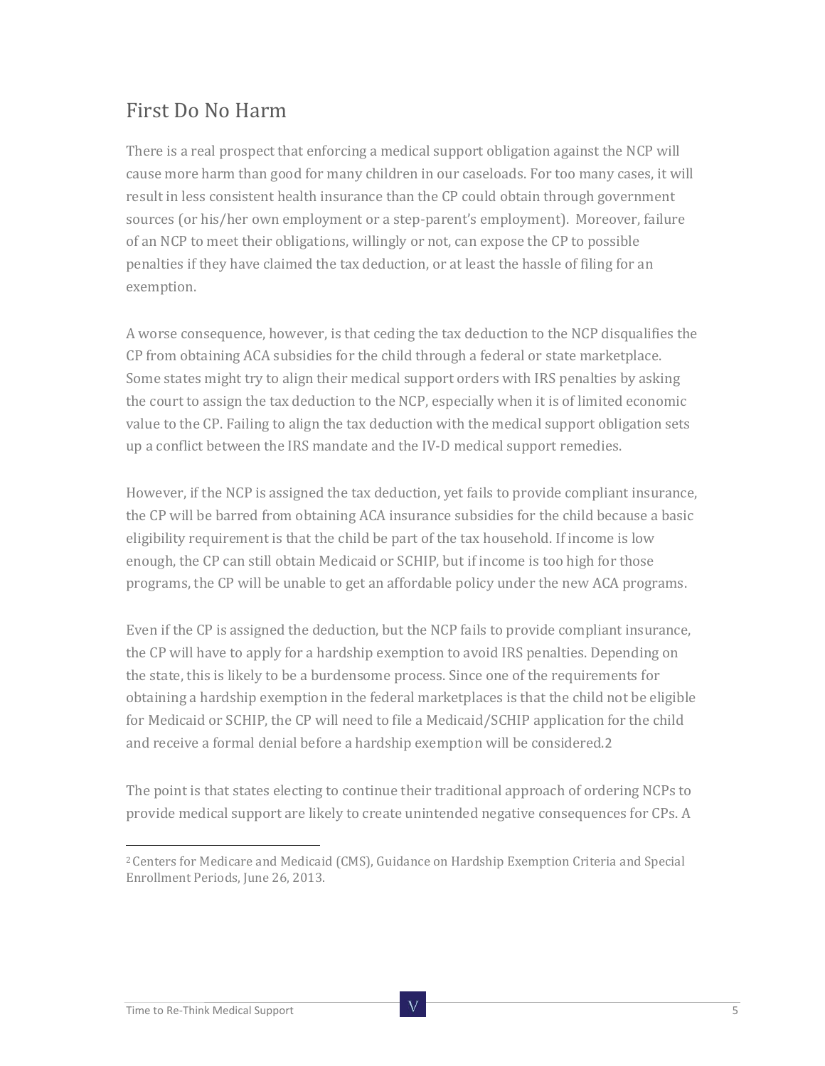## First Do No Harm

There is a real prospect that enforcing a medical support obligation against the NCP will cause more harm than good for many children in our caseloads. For too many cases, it will result in less consistent health insurance than the CP could obtain through government sources (or his/her own employment or a step-parent's employment). Moreover, failure of an NCP to meet their obligations, willingly or not, can expose the CP to possible penalties if they have claimed the tax deduction, or at least the hassle of filing for an exemption.

A worse consequence, however, is that ceding the tax deduction to the NCP disqualifies the CP from obtaining ACA subsidies for the child through a federal or state marketplace. Some states might try to align their medical support orders with IRS penalties by asking the court to assign the tax deduction to the NCP, especially when it is of limited economic value to the CP. Failing to align the tax deduction with the medical support obligation sets up a conflict between the IRS mandate and the IV-D medical support remedies.

However, if the NCP is assigned the tax deduction, yet fails to provide compliant insurance, the CP will be barred from obtaining ACA insurance subsidies for the child because a basic eligibility requirement is that the child be part of the tax household. If income is low enough, the CP can still obtain Medicaid or SCHIP, but if income is too high for those programs, the CP will be unable to get an affordable policy under the new ACA programs.

Even if the CP is assigned the deduction, but the NCP fails to provide compliant insurance, the CP will have to apply for a hardship exemption to avoid IRS penalties. Depending on the state, this is likely to be a burdensome process. Since one of the requirements for obtaining a hardship exemption in the federal marketplaces is that the child not be eligible for Medicaid or SCHIP, the CP will need to file a Medicaid/SCHIP application for the child and receive a formal denial before a hardship exemption will be considered.[2]

The point is that states electing to continue their traditional approach of ordering NCPs to provide medical support are likely to create unintended negative consequences for CPs. A

[2] Centers for Medicare and Medicaid (CMS), Guidance on Hardship Exemption Criteria and Special Enrollment Periods, June 26, 2013.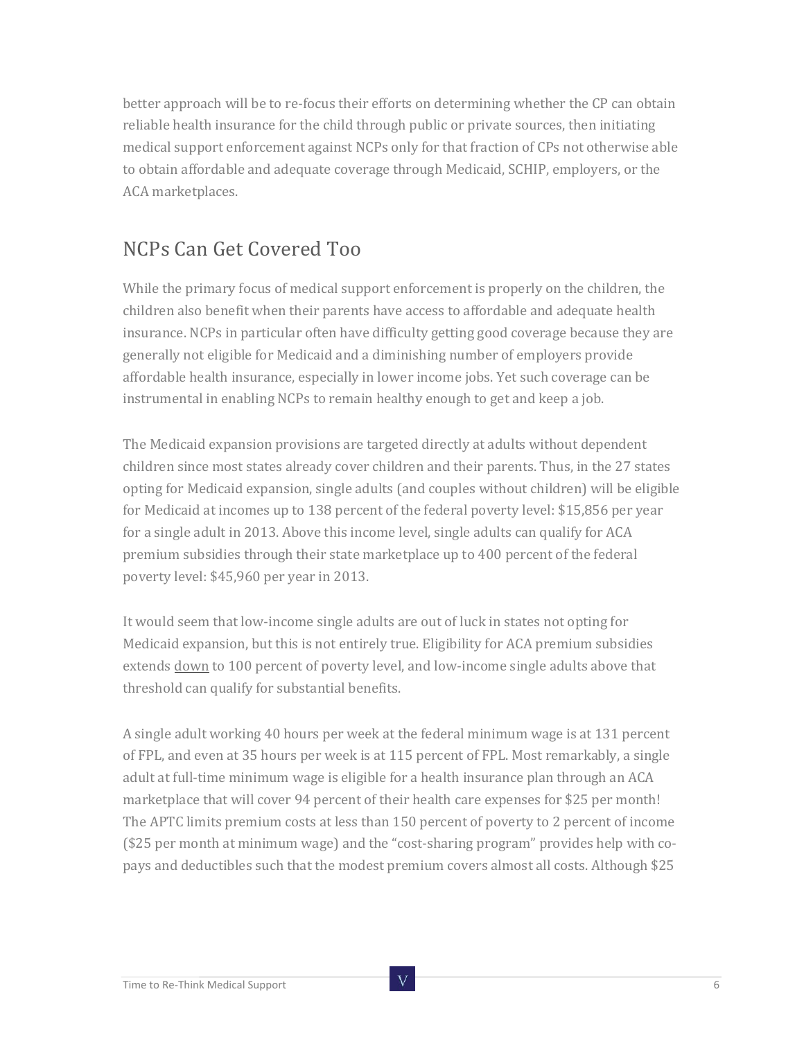better approach will be to re-focus their efforts on determining whether the CP can obtain reliable health insurance for the child through public or private sources, then initiating medical support enforcement against NCPs only for that fraction of CPs not otherwise able to obtain affordable and adequate coverage through Medicaid, SCHIP, employers, or the ACA marketplaces.

## NCPs Can Get Covered Too

While the primary focus of medical support enforcement is properly on the children, the children also benefit when their parents have access to affordable and adequate health insurance. NCPs in particular often have difficulty getting good coverage because they are generally not eligible for Medicaid and a diminishing number of employers provide affordable health insurance, especially in lower income jobs. Yet such coverage can be instrumental in enabling NCPs to remain healthy enough to get and keep a job.

The Medicaid expansion provisions are targeted directly at adults without dependent children since most states already cover children and their parents. Thus, in the 27 states opting for Medicaid expansion, single adults (and couples without children) will be eligible for Medicaid at incomes up to 138 percent of the federal poverty level: $15,856 per year for a single adult in 2013. Above this income level, single adults can qualify for ACA premium subsidies through their state marketplace up to 400 percent of the federal poverty level: $45,960 per year in 2013.

It would seem that low-income single adults are out of luck in states not opting for Medicaid expansion, but this is not entirely true. Eligibility for ACA premium subsidies extends <u>down</u> to 100 percent of poverty level, and low-income single adults above that threshold can qualify for substantial benefits.

A single adult working 40 hours per week at the federal minimum wage is at 131 percent of FPL, and even at 35 hours per week is at 115 percent of FPL. Most remarkably, a single adult at full-time minimum wage is eligible for a health insurance plan through an ACA marketplace that will cover 94 percent of their health care expenses for $25 per month! The APTC limits premium costs at less than 150 percent of poverty to 2 percent of income ($25 per month at minimum wage) and the "cost-sharing program" provides help with co-pays and deductibles such that the modest premium covers almost all costs. Although $25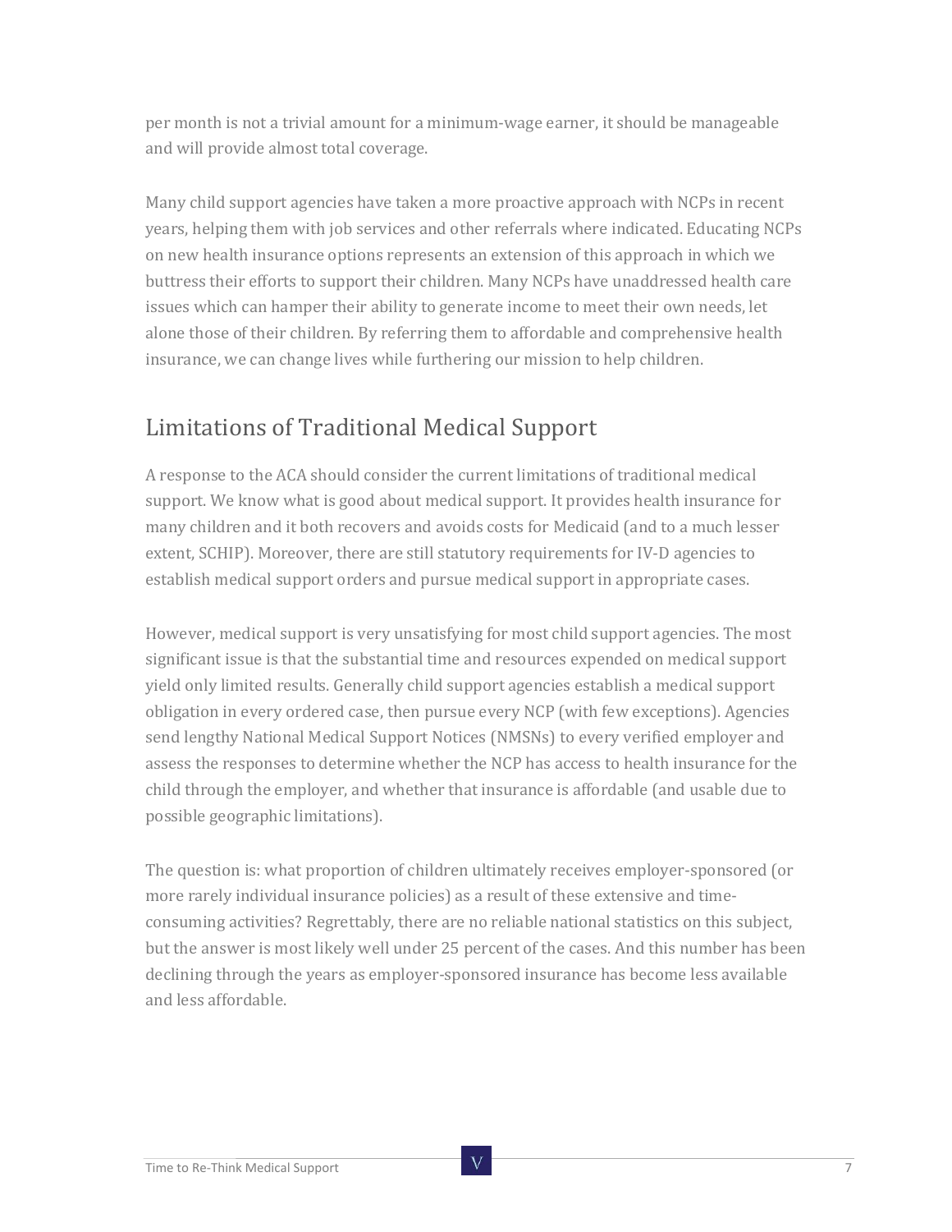per month is not a trivial amount for a minimum-wage earner, it should be manageable and will provide almost total coverage.

Many child support agencies have taken a more proactive approach with NCPs in recent years, helping them with job services and other referrals where indicated. Educating NCPs on new health insurance options represents an extension of this approach in which we buttress their efforts to support their children. Many NCPs have unaddressed health care issues which can hamper their ability to generate income to meet their own needs, let alone those of their children. By referring them to affordable and comprehensive health insurance, we can change lives while furthering our mission to help children.

## Limitations of Traditional Medical Support

A response to the ACA should consider the current limitations of traditional medical support. We know what is good about medical support. It provides health insurance for many children and it both recovers and avoids costs for Medicaid (and to a much lesser extent, SCHIP). Moreover, there are still statutory requirements for IV-D agencies to establish medical support orders and pursue medical support in appropriate cases.

However, medical support is very unsatisfying for most child support agencies. The most significant issue is that the substantial time and resources expended on medical support yield only limited results. Generally child support agencies establish a medical support obligation in every ordered case, then pursue every NCP (with few exceptions). Agencies send lengthy National Medical Support Notices (NMSNs) to every verified employer and assess the responses to determine whether the NCP has access to health insurance for the child through the employer, and whether that insurance is affordable (and usable due to possible geographic limitations).

The question is: what proportion of children ultimately receives employer-sponsored (or more rarely individual insurance policies) as a result of these extensive and time-consuming activities? Regrettably, there are no reliable national statistics on this subject, but the answer is most likely well under 25 percent of the cases. And this number has been declining through the years as employer-sponsored insurance has become less available and less affordable.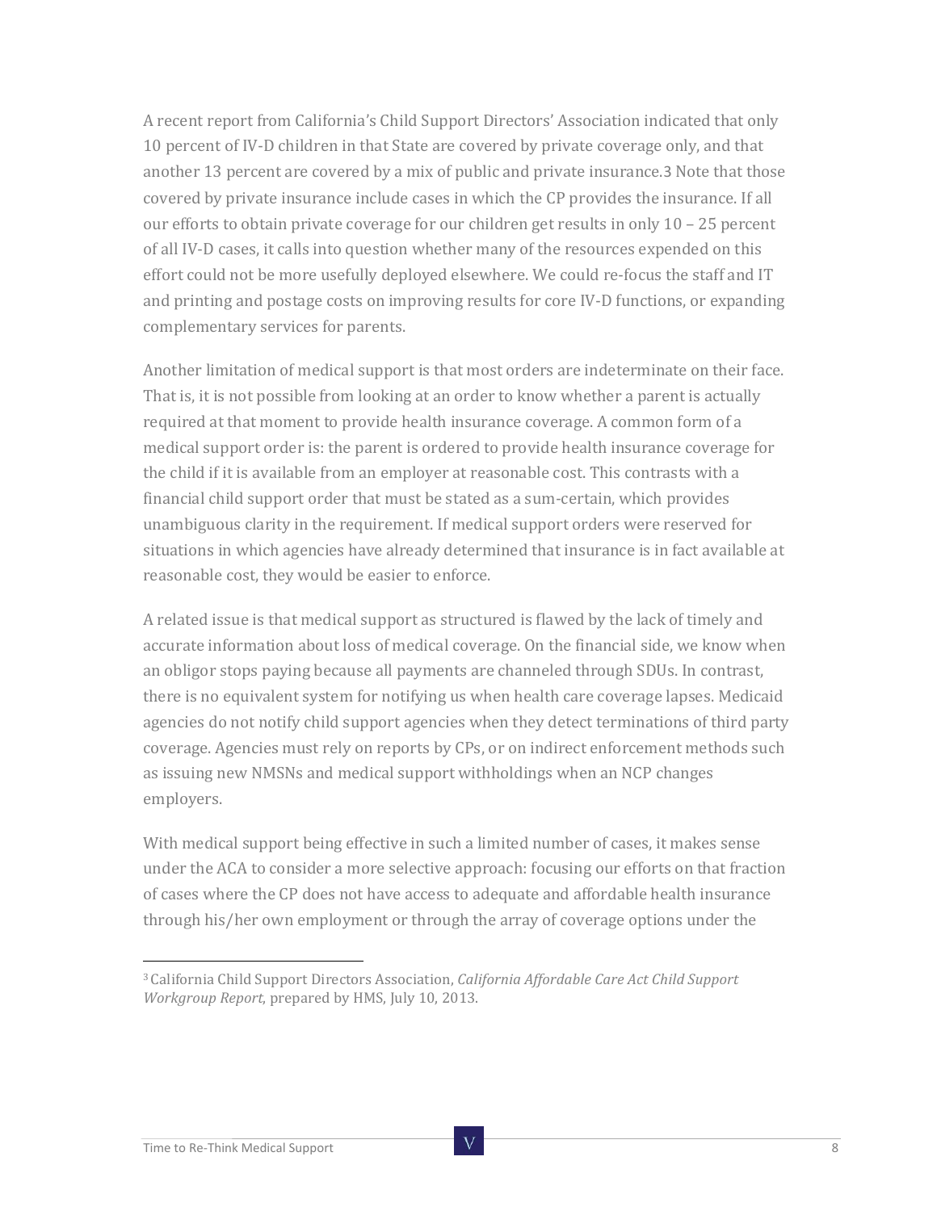A recent report from California's Child Support Directors' Association indicated that only 10 percent of IV-D children in that State are covered by private coverage only, and that another 13 percent are covered by a mix of public and private insurance.[3] Note that those covered by private insurance include cases in which the CP provides the insurance. If all our efforts to obtain private coverage for our children get results in only 10 – 25 percent of all IV-D cases, it calls into question whether many of the resources expended on this effort could not be more usefully deployed elsewhere. We could re-focus the staff and IT and printing and postage costs on improving results for core IV-D functions, or expanding complementary services for parents.

Another limitation of medical support is that most orders are indeterminate on their face. That is, it is not possible from looking at an order to know whether a parent is actually required at that moment to provide health insurance coverage. A common form of a medical support order is: the parent is ordered to provide health insurance coverage for the child if it is available from an employer at reasonable cost. This contrasts with a financial child support order that must be stated as a sum-certain, which provides unambiguous clarity in the requirement. If medical support orders were reserved for situations in which agencies have already determined that insurance is in fact available at reasonable cost, they would be easier to enforce.

A related issue is that medical support as structured is flawed by the lack of timely and accurate information about loss of medical coverage. On the financial side, we know when an obligor stops paying because all payments are channeled through SDUs. In contrast, there is no equivalent system for notifying us when health care coverage lapses. Medicaid agencies do not notify child support agencies when they detect terminations of third party coverage. Agencies must rely on reports by CPs, or on indirect enforcement methods such as issuing new NMSNs and medical support withholdings when an NCP changes employers.

With medical support being effective in such a limited number of cases, it makes sense under the ACA to consider a more selective approach: focusing our efforts on that fraction of cases where the CP does not have access to adequate and affordable health insurance through his/her own employment or through the array of coverage options under the

[3] California Child Support Directors Association, *California Affordable Care Act Child Support Workgroup Report*, prepared by HMS, July 10, 2013.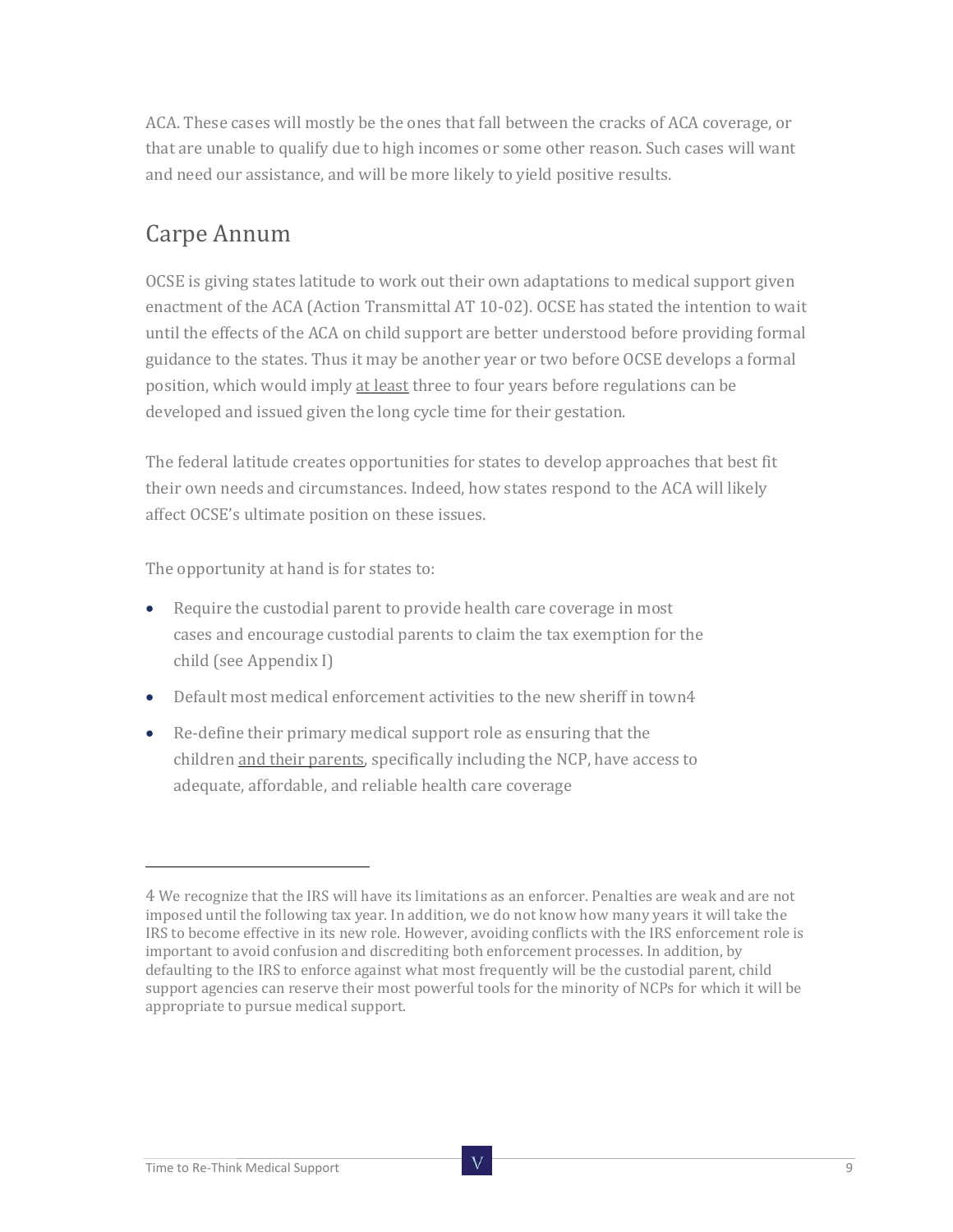ACA. These cases will mostly be the ones that fall between the cracks of ACA coverage, or that are unable to qualify due to high incomes or some other reason. Such cases will want and need our assistance, and will be more likely to yield positive results.

## Carpe Annum

OCSE is giving states latitude to work out their own adaptations to medical support given enactment of the ACA (Action Transmittal AT 10-02). OCSE has stated the intention to wait until the effects of the ACA on child support are better understood before providing formal guidance to the states. Thus it may be another year or two before OCSE develops a formal position, which would imply <u>at least</u> three to four years before regulations can be developed and issued given the long cycle time for their gestation.

The federal latitude creates opportunities for states to develop approaches that best fit their own needs and circumstances. Indeed, how states respond to the ACA will likely affect OCSE's ultimate position on these issues.

The opportunity at hand is for states to:

- Require the custodial parent to provide health care coverage in most cases and encourage custodial parents to claim the tax exemption for the child (see Appendix I)
- Default most medical enforcement activities to the new sheriff in town[4]
- Re-define their primary medical support role as ensuring that the children <u>and their parents</u>, specifically including the NCP, have access to adequate, affordable, and reliable health care coverage

---

[4] We recognize that the IRS will have its limitations as an enforcer. Penalties are weak and are not imposed until the following tax year. In addition, we do not know how many years it will take the IRS to become effective in its new role. However, avoiding conflicts with the IRS enforcement role is important to avoid confusion and discrediting both enforcement processes. In addition, by defaulting to the IRS to enforce against what most frequently will be the custodial parent, child support agencies can reserve their most powerful tools for the minority of NCPs for which it will be appropriate to pursue medical support.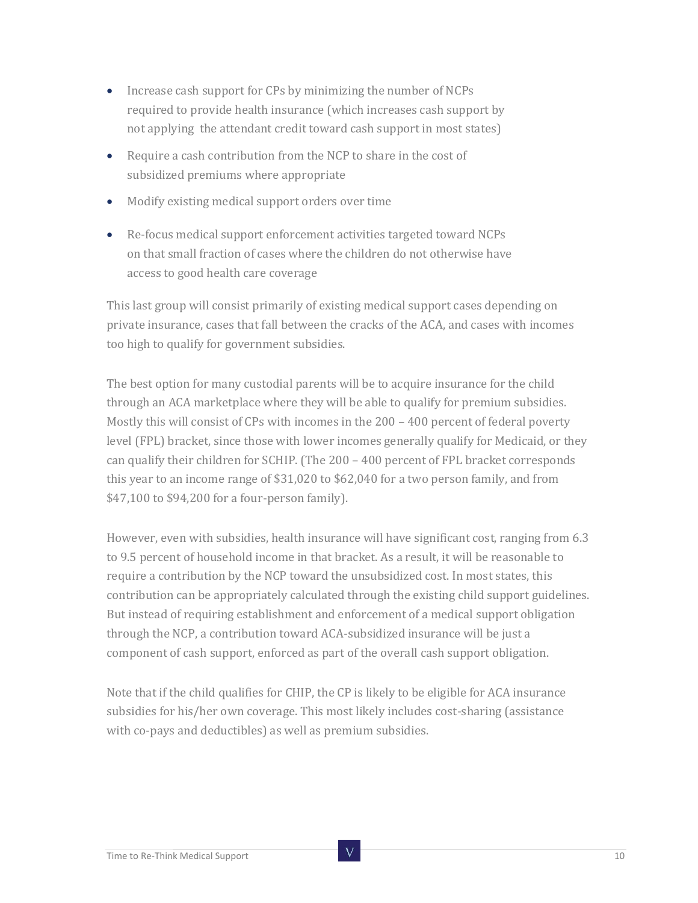- Increase cash support for CPs by minimizing the number of NCPs required to provide health insurance (which increases cash support by not applying the attendant credit toward cash support in most states)
- Require a cash contribution from the NCP to share in the cost of subsidized premiums where appropriate
- Modify existing medical support orders over time
- Re-focus medical support enforcement activities targeted toward NCPs on that small fraction of cases where the children do not otherwise have access to good health care coverage

This last group will consist primarily of existing medical support cases depending on private insurance, cases that fall between the cracks of the ACA, and cases with incomes too high to qualify for government subsidies.

The best option for many custodial parents will be to acquire insurance for the child through an ACA marketplace where they will be able to qualify for premium subsidies. Mostly this will consist of CPs with incomes in the 200 – 400 percent of federal poverty level (FPL) bracket, since those with lower incomes generally qualify for Medicaid, or they can qualify their children for SCHIP. (The 200 – 400 percent of FPL bracket corresponds this year to an income range of $31,020 to $62,040 for a two person family, and from $47,100 to $94,200 for a four-person family).

However, even with subsidies, health insurance will have significant cost, ranging from 6.3 to 9.5 percent of household income in that bracket. As a result, it will be reasonable to require a contribution by the NCP toward the unsubsidized cost. In most states, this contribution can be appropriately calculated through the existing child support guidelines. But instead of requiring establishment and enforcement of a medical support obligation through the NCP, a contribution toward ACA-subsidized insurance will be just a component of cash support, enforced as part of the overall cash support obligation.

Note that if the child qualifies for CHIP, the CP is likely to be eligible for ACA insurance subsidies for his/her own coverage. This most likely includes cost-sharing (assistance with co-pays and deductibles) as well as premium subsidies.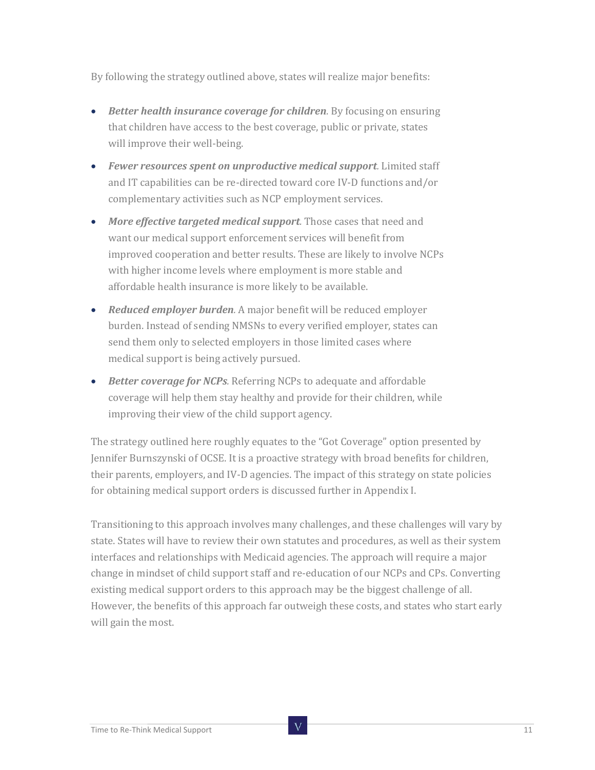By following the strategy outlined above, states will realize major benefits:

- ***Better health insurance coverage for children***. By focusing on ensuring that children have access to the best coverage, public or private, states will improve their well-being.
- ***Fewer resources spent on unproductive medical support***. Limited staff and IT capabilities can be re-directed toward core IV-D functions and/or complementary activities such as NCP employment services.
- ***More effective targeted medical support***. Those cases that need and want our medical support enforcement services will benefit from improved cooperation and better results. These are likely to involve NCPs with higher income levels where employment is more stable and affordable health insurance is more likely to be available.
- ***Reduced employer burden***. A major benefit will be reduced employer burden. Instead of sending NMSNs to every verified employer, states can send them only to selected employers in those limited cases where medical support is being actively pursued.
- ***Better coverage for NCPs***. Referring NCPs to adequate and affordable coverage will help them stay healthy and provide for their children, while improving their view of the child support agency.

The strategy outlined here roughly equates to the "Got Coverage" option presented by Jennifer Burnszynski of OCSE. It is a proactive strategy with broad benefits for children, their parents, employers, and IV-D agencies. The impact of this strategy on state policies for obtaining medical support orders is discussed further in Appendix I.

Transitioning to this approach involves many challenges, and these challenges will vary by state. States will have to review their own statutes and procedures, as well as their system interfaces and relationships with Medicaid agencies. The approach will require a major change in mindset of child support staff and re-education of our NCPs and CPs. Converting existing medical support orders to this approach may be the biggest challenge of all. However, the benefits of this approach far outweigh these costs, and states who start early will gain the most.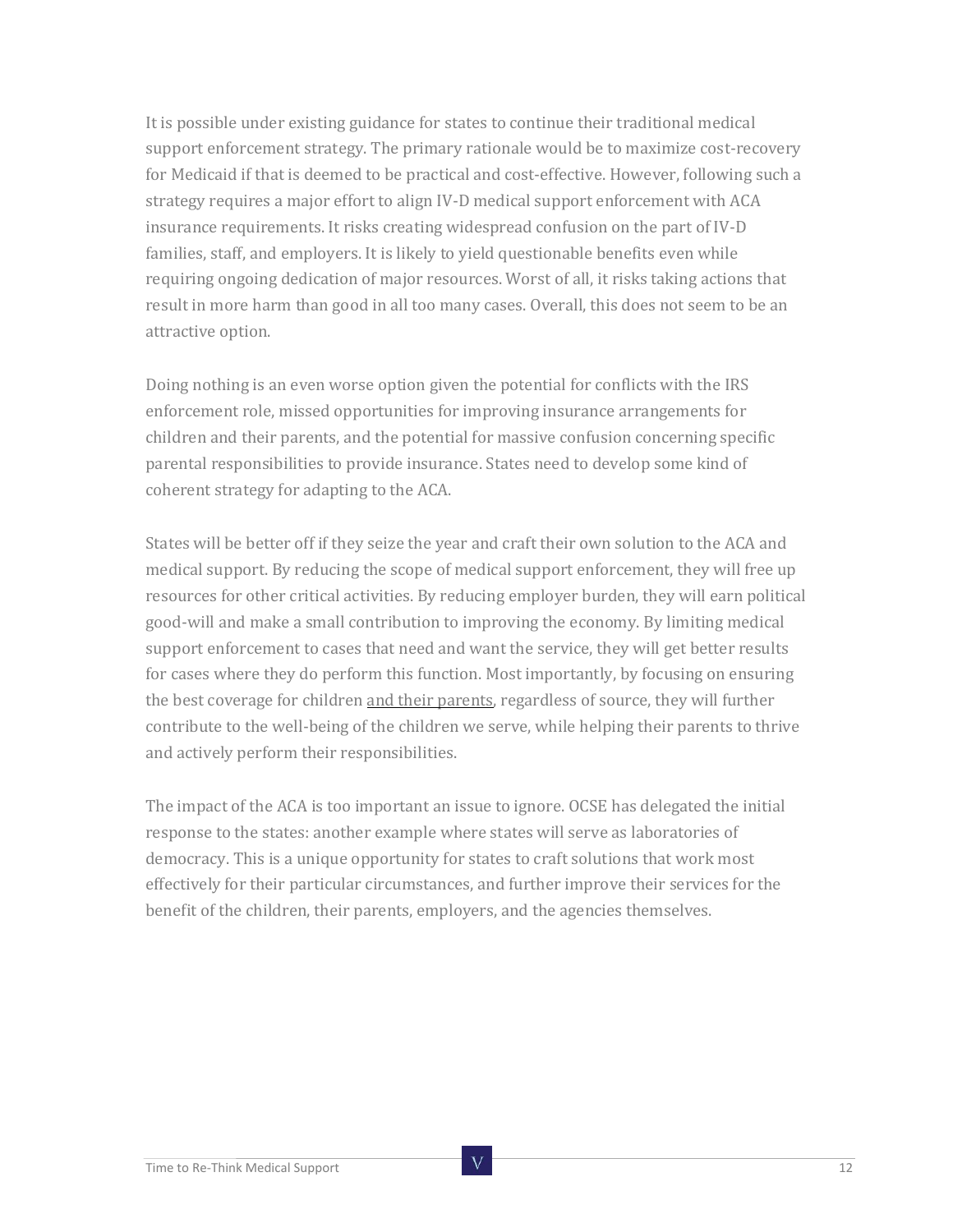It is possible under existing guidance for states to continue their traditional medical support enforcement strategy. The primary rationale would be to maximize cost-recovery for Medicaid if that is deemed to be practical and cost-effective. However, following such a strategy requires a major effort to align IV-D medical support enforcement with ACA insurance requirements. It risks creating widespread confusion on the part of IV-D families, staff, and employers. It is likely to yield questionable benefits even while requiring ongoing dedication of major resources. Worst of all, it risks taking actions that result in more harm than good in all too many cases. Overall, this does not seem to be an attractive option.

Doing nothing is an even worse option given the potential for conflicts with the IRS enforcement role, missed opportunities for improving insurance arrangements for children and their parents, and the potential for massive confusion concerning specific parental responsibilities to provide insurance. States need to develop some kind of coherent strategy for adapting to the ACA.

States will be better off if they seize the year and craft their own solution to the ACA and medical support. By reducing the scope of medical support enforcement, they will free up resources for other critical activities. By reducing employer burden, they will earn political good-will and make a small contribution to improving the economy. By limiting medical support enforcement to cases that need and want the service, they will get better results for cases where they do perform this function. Most importantly, by focusing on ensuring the best coverage for children <u>and their parents</u>, regardless of source, they will further contribute to the well-being of the children we serve, while helping their parents to thrive and actively perform their responsibilities.

The impact of the ACA is too important an issue to ignore. OCSE has delegated the initial response to the states: another example where states will serve as laboratories of democracy. This is a unique opportunity for states to craft solutions that work most effectively for their particular circumstances, and further improve their services for the benefit of the children, their parents, employers, and the agencies themselves.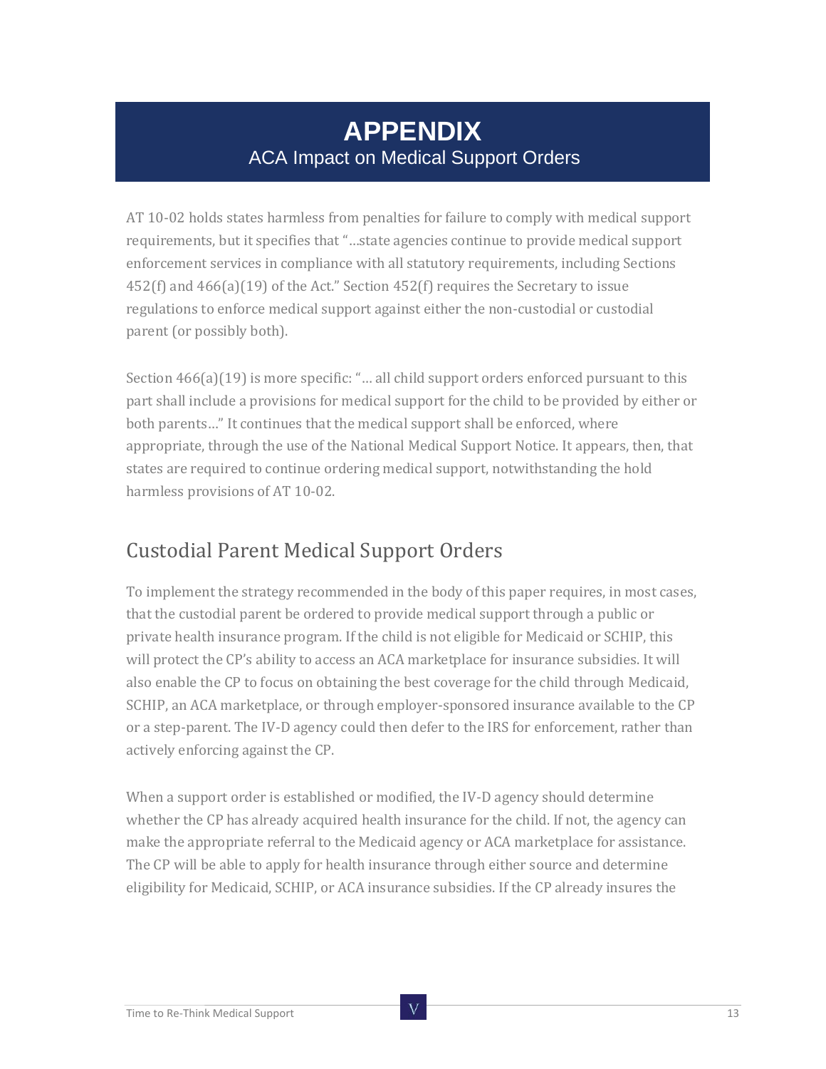# APPENDIX

## ACA Impact on Medical Support Orders

AT 10-02 holds states harmless from penalties for failure to comply with medical support requirements, but it specifies that "…state agencies continue to provide medical support enforcement services in compliance with all statutory requirements, including Sections 452(f) and 466(a)(19) of the Act." Section 452(f) requires the Secretary to issue regulations to enforce medical support against either the non-custodial or custodial parent (or possibly both).

Section 466(a)(19) is more specific: "… all child support orders enforced pursuant to this part shall include a provisions for medical support for the child to be provided by either or both parents…" It continues that the medical support shall be enforced, where appropriate, through the use of the National Medical Support Notice. It appears, then, that states are required to continue ordering medical support, notwithstanding the hold harmless provisions of AT 10-02.

## Custodial Parent Medical Support Orders

To implement the strategy recommended in the body of this paper requires, in most cases, that the custodial parent be ordered to provide medical support through a public or private health insurance program. If the child is not eligible for Medicaid or SCHIP, this will protect the CP's ability to access an ACA marketplace for insurance subsidies. It will also enable the CP to focus on obtaining the best coverage for the child through Medicaid, SCHIP, an ACA marketplace, or through employer-sponsored insurance available to the CP or a step-parent. The IV-D agency could then defer to the IRS for enforcement, rather than actively enforcing against the CP.

When a support order is established or modified, the IV-D agency should determine whether the CP has already acquired health insurance for the child. If not, the agency can make the appropriate referral to the Medicaid agency or ACA marketplace for assistance. The CP will be able to apply for health insurance through either source and determine eligibility for Medicaid, SCHIP, or ACA insurance subsidies. If the CP already insures the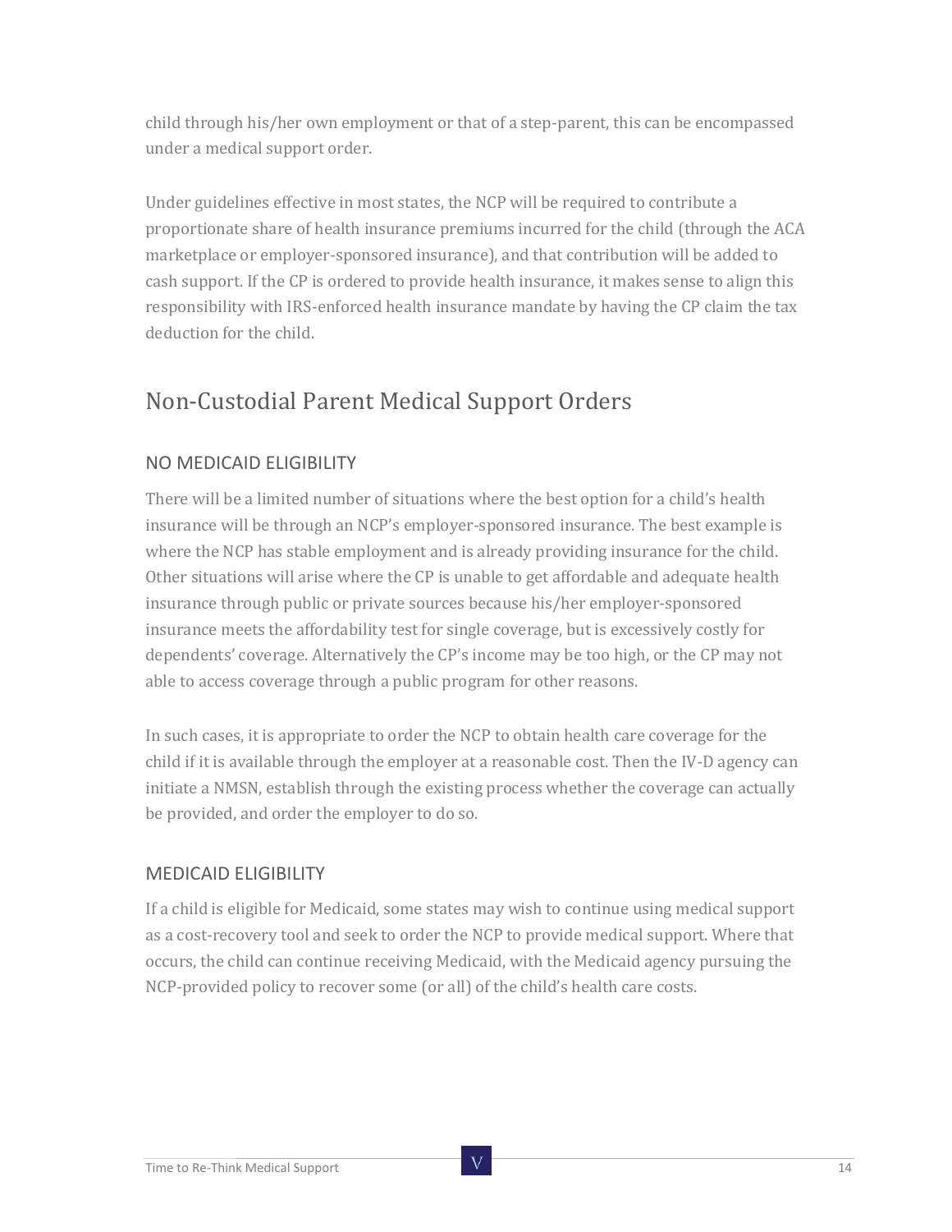child through his/her own employment or that of a step-parent, this can be encompassed under a medical support order.

Under guidelines effective in most states, the NCP will be required to contribute a proportionate share of health insurance premiums incurred for the child (through the ACA marketplace or employer-sponsored insurance), and that contribution will be added to cash support. If the CP is ordered to provide health insurance, it makes sense to align this responsibility with IRS-enforced health insurance mandate by having the CP claim the tax deduction for the child.

## Non-Custodial Parent Medical Support Orders

### NO MEDICAID ELIGIBILITY

There will be a limited number of situations where the best option for a child's health insurance will be through an NCP's employer-sponsored insurance. The best example is where the NCP has stable employment and is already providing insurance for the child. Other situations will arise where the CP is unable to get affordable and adequate health insurance through public or private sources because his/her employer-sponsored insurance meets the affordability test for single coverage, but is excessively costly for dependents' coverage. Alternatively the CP's income may be too high, or the CP may not able to access coverage through a public program for other reasons.

In such cases, it is appropriate to order the NCP to obtain health care coverage for the child if it is available through the employer at a reasonable cost. Then the IV-D agency can initiate a NMSN, establish through the existing process whether the coverage can actually be provided, and order the employer to do so.

### MEDICAID ELIGIBILITY

If a child is eligible for Medicaid, some states may wish to continue using medical support as a cost-recovery tool and seek to order the NCP to provide medical support. Where that occurs, the child can continue receiving Medicaid, with the Medicaid agency pursuing the NCP-provided policy to recover some (or all) of the child's health care costs.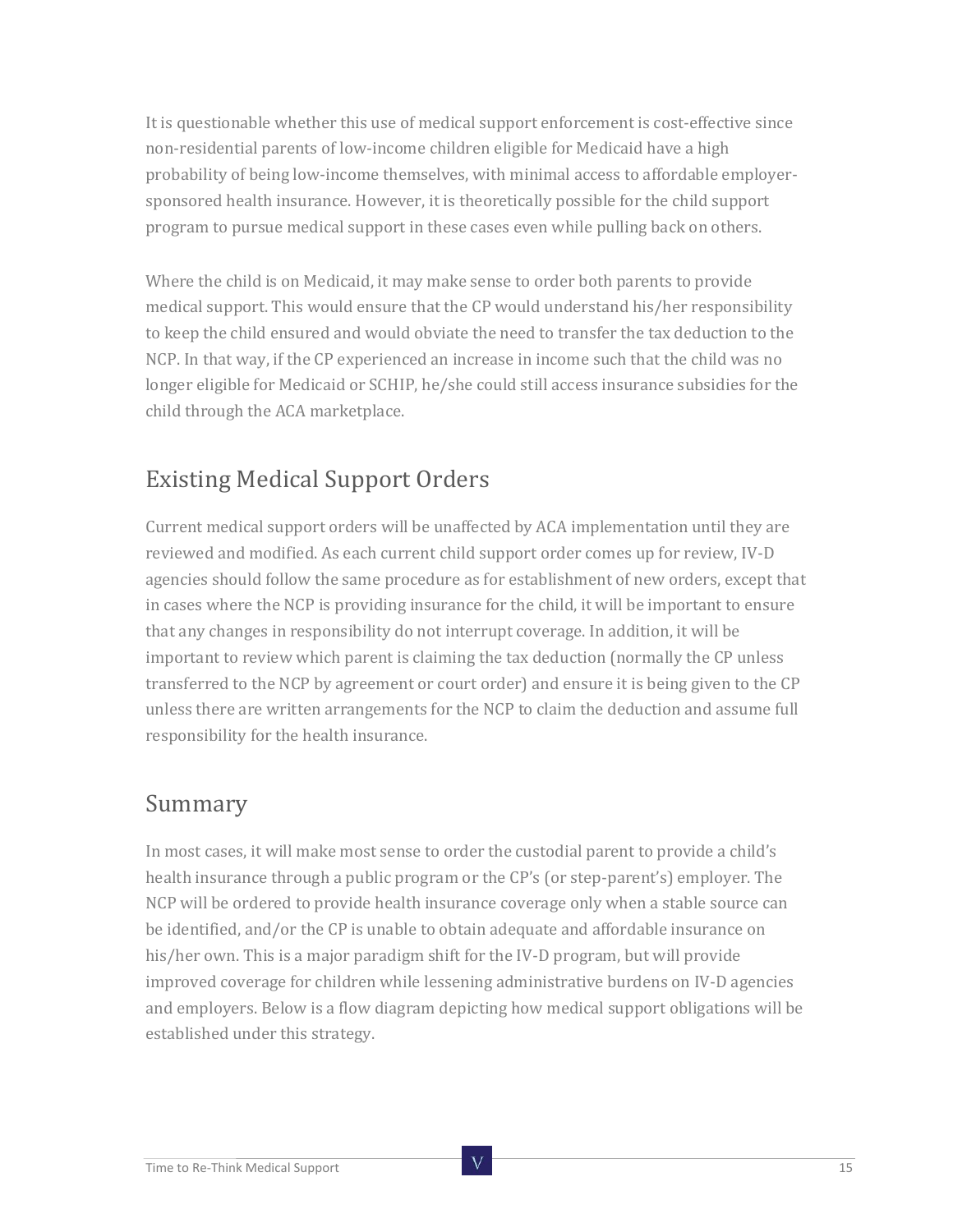It is questionable whether this use of medical support enforcement is cost-effective since non-residential parents of low-income children eligible for Medicaid have a high probability of being low-income themselves, with minimal access to affordable employer-sponsored health insurance. However, it is theoretically possible for the child support program to pursue medical support in these cases even while pulling back on others.

Where the child is on Medicaid, it may make sense to order both parents to provide medical support. This would ensure that the CP would understand his/her responsibility to keep the child ensured and would obviate the need to transfer the tax deduction to the NCP. In that way, if the CP experienced an increase in income such that the child was no longer eligible for Medicaid or SCHIP, he/she could still access insurance subsidies for the child through the ACA marketplace.

## Existing Medical Support Orders

Current medical support orders will be unaffected by ACA implementation until they are reviewed and modified. As each current child support order comes up for review, IV-D agencies should follow the same procedure as for establishment of new orders, except that in cases where the NCP is providing insurance for the child, it will be important to ensure that any changes in responsibility do not interrupt coverage. In addition, it will be important to review which parent is claiming the tax deduction (normally the CP unless transferred to the NCP by agreement or court order) and ensure it is being given to the CP unless there are written arrangements for the NCP to claim the deduction and assume full responsibility for the health insurance.

## Summary

In most cases, it will make most sense to order the custodial parent to provide a child's health insurance through a public program or the CP's (or step-parent's) employer. The NCP will be ordered to provide health insurance coverage only when a stable source can be identified, and/or the CP is unable to obtain adequate and affordable insurance on his/her own. This is a major paradigm shift for the IV-D program, but will provide improved coverage for children while lessening administrative burdens on IV-D agencies and employers. Below is a flow diagram depicting how medical support obligations will be established under this strategy.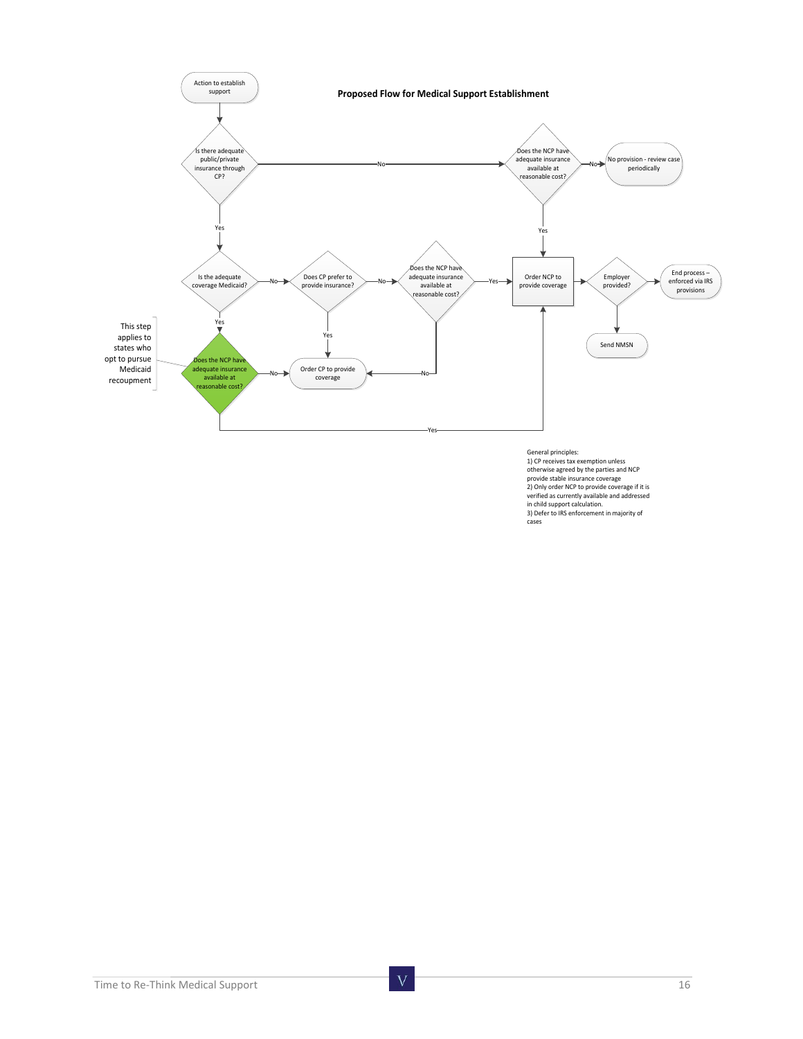**Proposed Flow for Medical Support Establishment**

Action to establish support

Is there adequate public/private insurance through CP?

No

Does the NCP have adequate insurance available at reasonable cost?

No

No provision - review case periodically

Yes

Yes

Is the adequate coverage Medicaid?

No

Does CP prefer to provide insurance?

No

Does the NCP have adequate insurance available at reasonable cost?

Yes

Order NCP to provide coverage

Employer provided?

End process – enforced via IRS provisions

Send NMSN

Yes

Yes

This step applies to states who opt to pursue Medicaid recoupment

Does the NCP have adequate insurance available at reasonable cost?

No

Order CP to provide coverage

No

Yes

General principles:
1) CP receives tax exemption unless otherwise agreed by the parties and NCP provide stable insurance coverage
2) Only order NCP to provide coverage if it is verified as currently available and addressed in child support calculation.
3) Defer to IRS enforcement in majority of cases